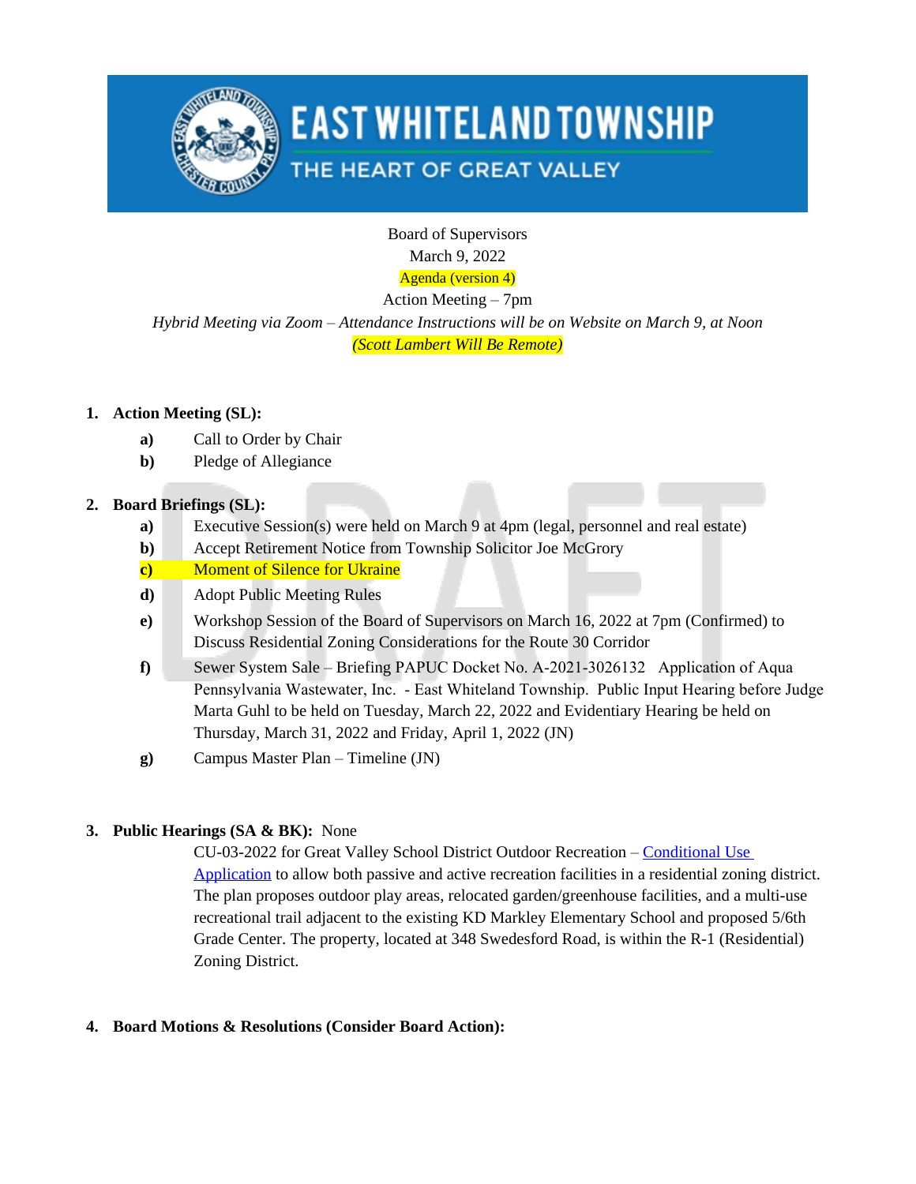# EAST WHITELAND TOWNSHIP

THE HEART OF GREAT VALLEY

Board of Supervisors
March 9, 2022
Agenda (version 4)
Action Meeting – 7pm

*Hybrid Meeting via Zoom – Attendance Instructions will be on Website on March 9, at Noon*

*(Scott Lambert Will Be Remote)*

1. **Action Meeting (SL):**
   - **a)** Call to Order by Chair
   - **b)** Pledge of Allegiance

2. **Board Briefings (SL):**
   - **a)** Executive Session(s) were held on March 9 at 4pm (legal, personnel and real estate)
   - **b)** Accept Retirement Notice from Township Solicitor Joe McGrory
   - **c)** Moment of Silence for Ukraine
   - **d)** Adopt Public Meeting Rules
   - **e)** Workshop Session of the Board of Supervisors on March 16, 2022 at 7pm (Confirmed) to Discuss Residential Zoning Considerations for the Route 30 Corridor
   - **f)** Sewer System Sale – Briefing PAPUC Docket No. A-2021-3026132 Application of Aqua Pennsylvania Wastewater, Inc. - East Whiteland Township. Public Input Hearing before Judge Marta Guhl to be held on Tuesday, March 22, 2022 and Evidentiary Hearing be held on Thursday, March 31, 2022 and Friday, April 1, 2022 (JN)
   - **g)** Campus Master Plan – Timeline (JN)

3. **Public Hearings (SA & BK):** None

   CU-03-2022 for Great Valley School District Outdoor Recreation – Conditional Use Application to allow both passive and active recreation facilities in a residential zoning district. The plan proposes outdoor play areas, relocated garden/greenhouse facilities, and a multi-use recreational trail adjacent to the existing KD Markley Elementary School and proposed 5/6th Grade Center. The property, located at 348 Swedesford Road, is within the R-1 (Residential) Zoning District.

4. **Board Motions & Resolutions (Consider Board Action):**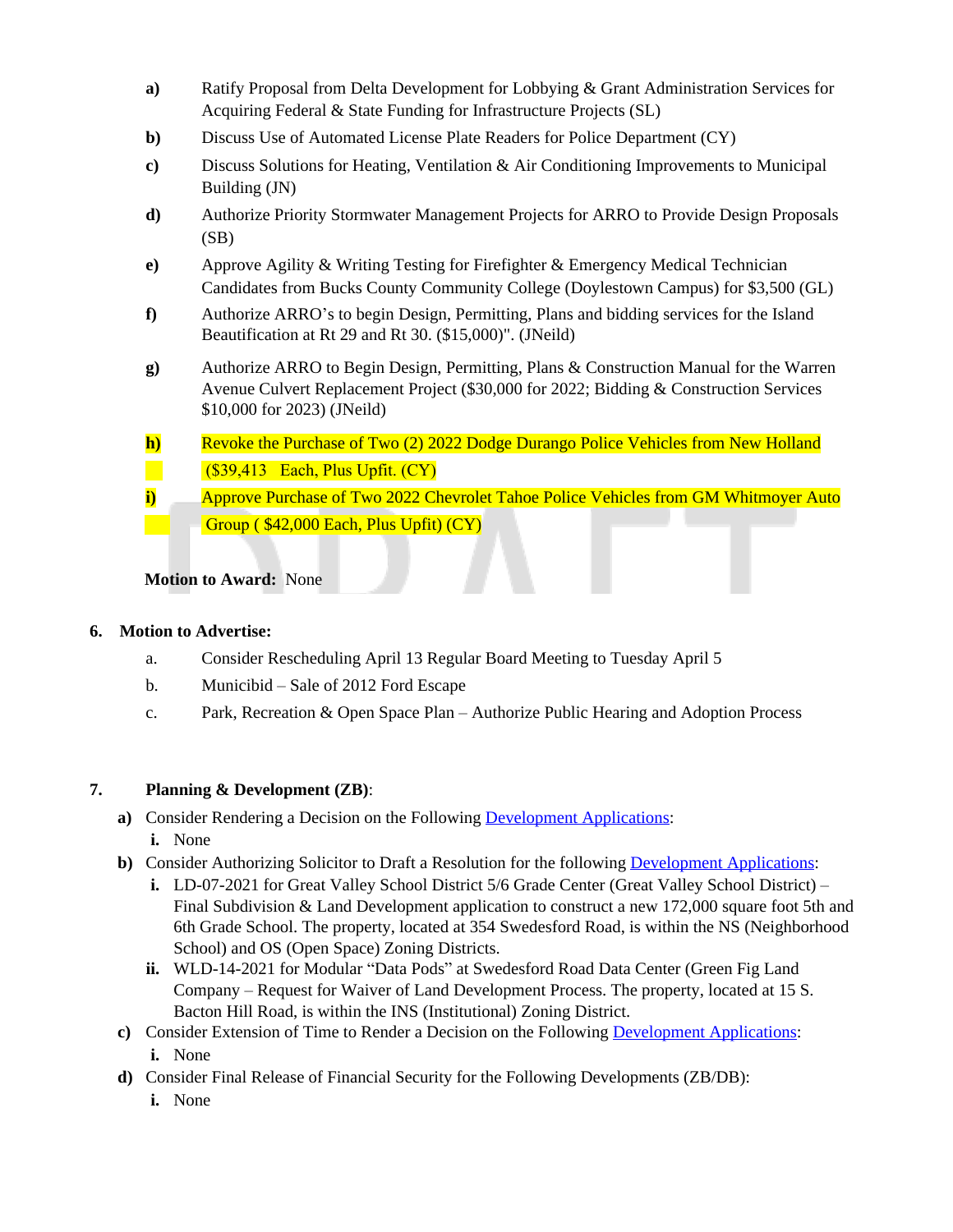a) Ratify Proposal from Delta Development for Lobbying & Grant Administration Services for Acquiring Federal & State Funding for Infrastructure Projects (SL)

b) Discuss Use of Automated License Plate Readers for Police Department (CY)

c) Discuss Solutions for Heating, Ventilation & Air Conditioning Improvements to Municipal Building (JN)

d) Authorize Priority Stormwater Management Projects for ARRO to Provide Design Proposals (SB)

e) Approve Agility & Writing Testing for Firefighter & Emergency Medical Technician Candidates from Bucks County Community College (Doylestown Campus) for $3,500 (GL)

f) Authorize ARRO's to begin Design, Permitting, Plans and bidding services for the Island Beautification at Rt 29 and Rt 30. ($15,000)". (JNeild)

g) Authorize ARRO to Begin Design, Permitting, Plans & Construction Manual for the Warren Avenue Culvert Replacement Project ($30,000 for 2022; Bidding & Construction Services $10,000 for 2023) (JNeild)

h) Revoke the Purchase of Two (2) 2022 Dodge Durango Police Vehicles from New Holland ($39,413 Each, Plus Upfit. (CY)

i) Approve Purchase of Two 2022 Chevrolet Tahoe Police Vehicles from GM Whitmoyer Auto Group ( $42,000 Each, Plus Upfit) (CY)

**Motion to Award:** None

**6. Motion to Advertise:**

a. Consider Rescheduling April 13 Regular Board Meeting to Tuesday April 5

b. Municibid – Sale of 2012 Ford Escape

c. Park, Recreation & Open Space Plan – Authorize Public Hearing and Adoption Process

**7. Planning & Development (ZB):**

**a)** Consider Rendering a Decision on the Following Development Applications:

**i.** None

**b)** Consider Authorizing Solicitor to Draft a Resolution for the following Development Applications:

**i.** LD-07-2021 for Great Valley School District 5/6 Grade Center (Great Valley School District) – Final Subdivision & Land Development application to construct a new 172,000 square foot 5th and 6th Grade School. The property, located at 354 Swedesford Road, is within the NS (Neighborhood School) and OS (Open Space) Zoning Districts.

**ii.** WLD-14-2021 for Modular "Data Pods" at Swedesford Road Data Center (Green Fig Land Company – Request for Waiver of Land Development Process. The property, located at 15 S. Bacton Hill Road, is within the INS (Institutional) Zoning District.

**c)** Consider Extension of Time to Render a Decision on the Following Development Applications:

**i.** None

**d)** Consider Final Release of Financial Security for the Following Developments (ZB/DB):

**i.** None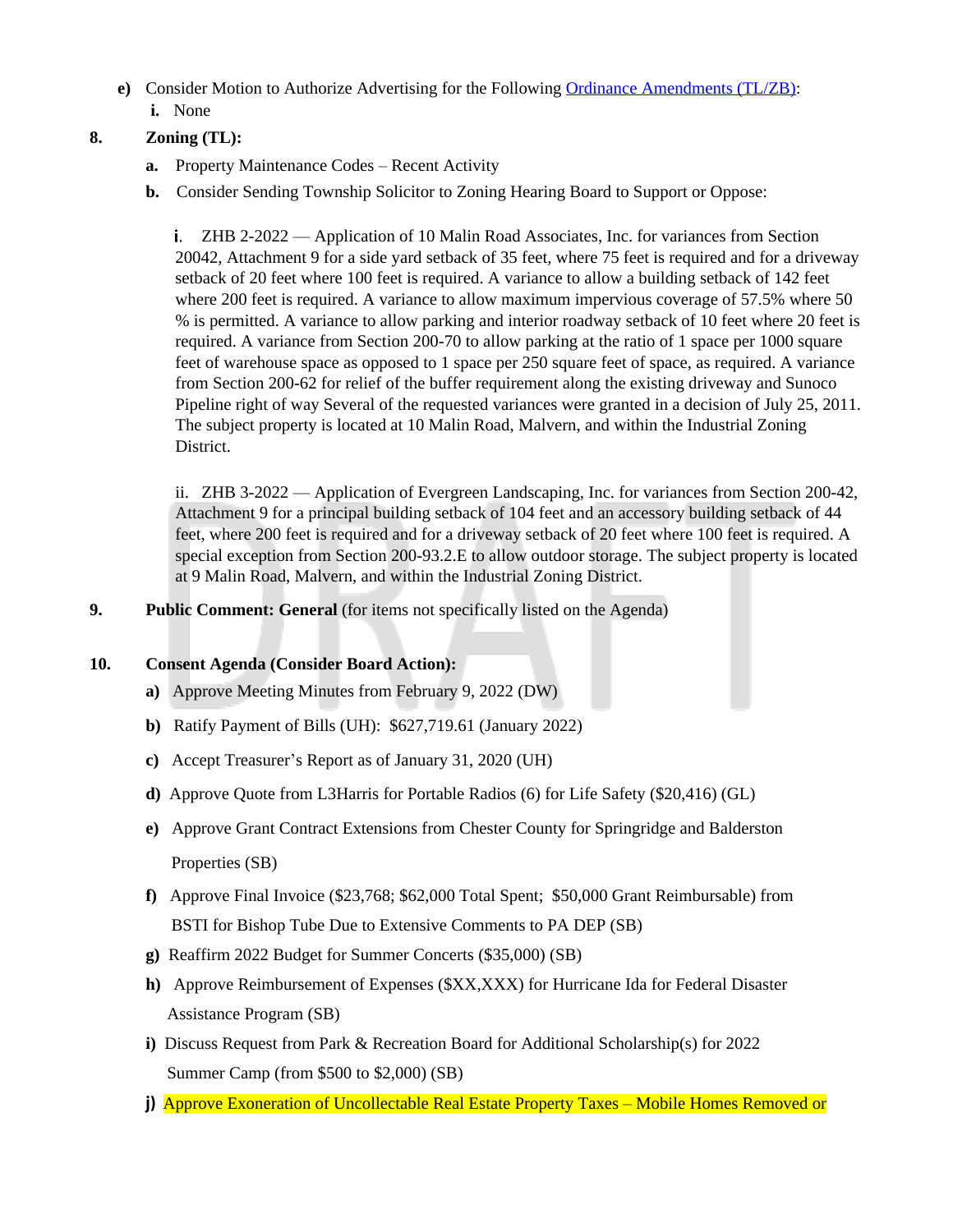- **e)** Consider Motion to Authorize Advertising for the Following [Ordinance Amendments (TL/ZB)](#):
  - **i.** None

**8. Zoning (TL):**

- **a.** Property Maintenance Codes – Recent Activity
- **b.** Consider Sending Township Solicitor to Zoning Hearing Board to Support or Oppose:

  i. ZHB 2-2022 — Application of 10 Malin Road Associates, Inc. for variances from Section 20042, Attachment 9 for a side yard setback of 35 feet, where 75 feet is required and for a driveway setback of 20 feet where 100 feet is required. A variance to allow a building setback of 142 feet where 200 feet is required. A variance to allow maximum impervious coverage of 57.5% where 50 % is permitted. A variance to allow parking and interior roadway setback of 10 feet where 20 feet is required. A variance from Section 200-70 to allow parking at the ratio of 1 space per 1000 square feet of warehouse space as opposed to 1 space per 250 square feet of space, as required. A variance from Section 200-62 for relief of the buffer requirement along the existing driveway and Sunoco Pipeline right of way Several of the requested variances were granted in a decision of July 25, 2011. The subject property is located at 10 Malin Road, Malvern, and within the Industrial Zoning District.

  ii. ZHB 3-2022 — Application of Evergreen Landscaping, Inc. for variances from Section 200-42, Attachment 9 for a principal building setback of 104 feet and an accessory building setback of 44 feet, where 200 feet is required and for a driveway setback of 20 feet where 100 feet is required. A special exception from Section 200-93.2.E to allow outdoor storage. The subject property is located at 9 Malin Road, Malvern, and within the Industrial Zoning District.

**9. Public Comment: General** (for items not specifically listed on the Agenda)

**10. Consent Agenda (Consider Board Action):**

- **a)** Approve Meeting Minutes from February 9, 2022 (DW)
- **b)** Ratify Payment of Bills (UH): $627,719.61 (January 2022)
- **c)** Accept Treasurer's Report as of January 31, 2020 (UH)
- **d)** Approve Quote from L3Harris for Portable Radios (6) for Life Safety ($20,416) (GL)
- **e)** Approve Grant Contract Extensions from Chester County for Springridge and Balderston Properties (SB)
- **f)** Approve Final Invoice ($23,768; $62,000 Total Spent; $50,000 Grant Reimbursable) from BSTI for Bishop Tube Due to Extensive Comments to PA DEP (SB)
- **g)** Reaffirm 2022 Budget for Summer Concerts ($35,000) (SB)
- **h)** Approve Reimbursement of Expenses ($XX,XXX) for Hurricane Ida for Federal Disaster Assistance Program (SB)
- **i)** Discuss Request from Park & Recreation Board for Additional Scholarship(s) for 2022 Summer Camp (from $500 to $2,000) (SB)
- **j)** Approve Exoneration of Uncollectable Real Estate Property Taxes – Mobile Homes Removed or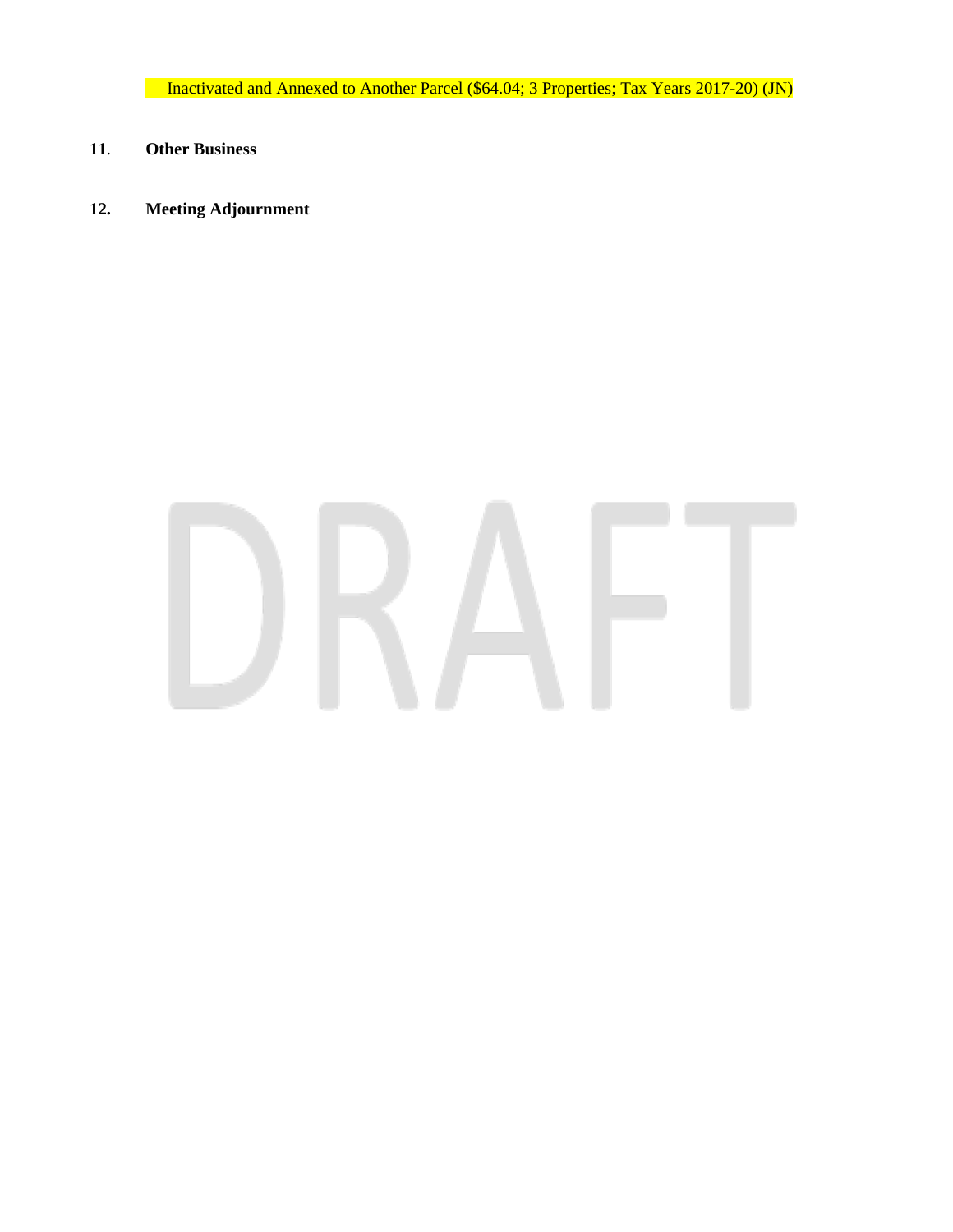Inactivated and Annexed to Another Parcel ($64.04; 3 Properties; Tax Years 2017-20) (JN)

**11. Other Business**

**12. Meeting Adjournment**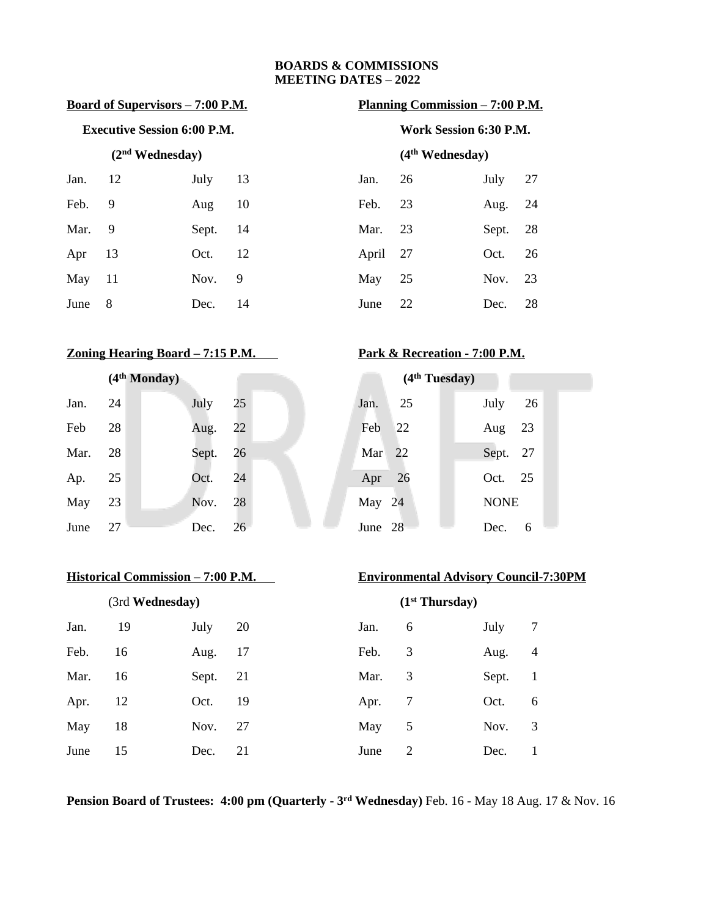**BOARDS & COMMISSIONS**
**MEETING DATES – 2022**

**Board of Supervisors – 7:00 P.M.**

**Executive Session 6:00 P.M.**

**(2nd Wednesday)**

| | | | |
|---|---|---|---|
| Jan. | 12 | July | 13 |
| Feb. | 9 | Aug | 10 |
| Mar. | 9 | Sept. | 14 |
| Apr | 13 | Oct. | 12 |
| May | 11 | Nov. | 9 |
| June | 8 | Dec. | 14 |

**Planning Commission – 7:00 P.M.**

**Work Session 6:30 P.M.**

**(4th Wednesday)**

| | | | |
|---|---|---|---|
| Jan. | 26 | July | 27 |
| Feb. | 23 | Aug. | 24 |
| Mar. | 23 | Sept. | 28 |
| April | 27 | Oct. | 26 |
| May | 25 | Nov. | 23 |
| June | 22 | Dec. | 28 |

**Zoning Hearing Board – 7:15 P.M.**

**(4th Monday)**

| | | | |
|---|---|---|---|
| Jan. | 24 | July | 25 |
| Feb | 28 | Aug. | 22 |
| Mar. | 28 | Sept. | 26 |
| Ap. | 25 | Oct. | 24 |
| May | 23 | Nov. | 28 |
| June | 27 | Dec. | 26 |

**Park & Recreation - 7:00 P.M.**

**(4th Tuesday)**

| | | | |
|---|---|---|---|
| Jan. | 25 | July | 26 |
| Feb | 22 | Aug | 23 |
| Mar | 22 | Sept. | 27 |
| Apr | 26 | Oct. | 25 |
| May | 24 | NONE | |
| June | 28 | Dec. | 6 |

**Historical Commission – 7:00 P.M.**

(3rd **Wednesday)**

| | | | |
|---|---|---|---|
| Jan. | 19 | July | 20 |
| Feb. | 16 | Aug. | 17 |
| Mar. | 16 | Sept. | 21 |
| Apr. | 12 | Oct. | 19 |
| May | 18 | Nov. | 27 |
| June | 15 | Dec. | 21 |

**Environmental Advisory Council-7:30PM**

**(1st Thursday)**

| | | | |
|---|---|---|---|
| Jan. | 6 | July | 7 |
| Feb. | 3 | Aug. | 4 |
| Mar. | 3 | Sept. | 1 |
| Apr. | 7 | Oct. | 6 |
| May | 5 | Nov. | 3 |
| June | 2 | Dec. | 1 |

**Pension Board of Trustees: 4:00 pm (Quarterly - 3rd Wednesday)** Feb. 16 - May 18 Aug. 17 & Nov. 16